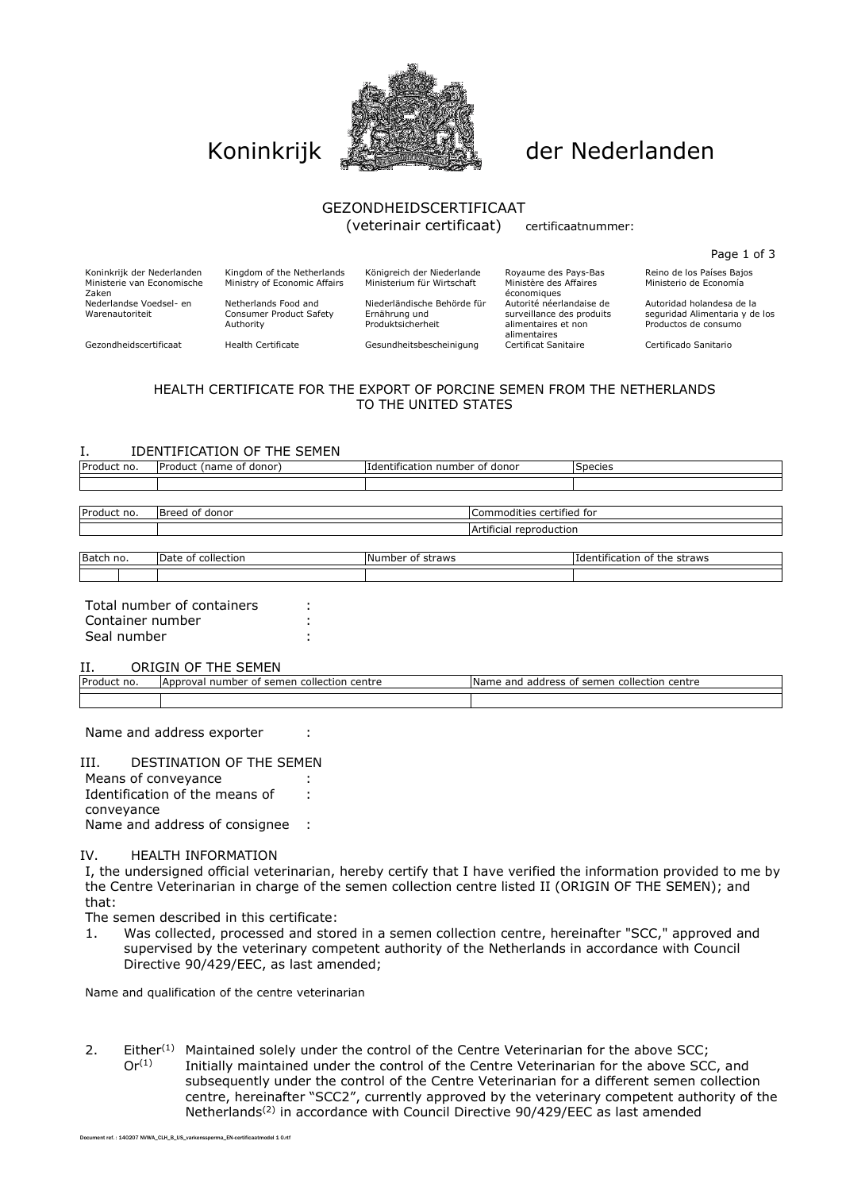# Koninkrijk der Nederlanden

GEZONDHEIDSCERTIFICAAT
(veterinair certificaat) certificaatnummer:

| Koninkrijk der Nederlanden | Kingdom of the Netherlands | Königreich der Niederlande | Royaume des Pays-Bas | Reino de los Países Bajos |
|---|---|---|---|---|
| Ministerie van Economische Zaken | Ministry of Economic Affairs | Ministerium für Wirtschaft | Ministère des Affaires économiques | Ministerio de Economía |
| Nederlandse Voedsel- en Warenautoriteit | Netherlands Food and Consumer Product Safety Authority | Niederländische Behörde für Ernährung und Produktsicherheit | Autorité néerlandaise de surveillance des produits alimentaires et non alimentaires | Autoridad holandesa de la seguridad Alimentaria y de los Productos de consumo |
| Gezondheidscertificaat | Health Certificate | Gesundheitsbescheinigung | Certificat Sanitaire | Certificado Sanitario |

## HEALTH CERTIFICATE FOR THE EXPORT OF PORCINE SEMEN FROM THE NETHERLANDS TO THE UNITED STATES

### I. IDENTIFICATION OF THE SEMEN

| Product no. | Product (name of donor) | Identification number of donor | Species |
|---|---|---|---|
| | | | |

| Product no. | Breed of donor | Commodities certified for |
|---|---|---|
| | | Artificial reproduction |

| Batch no. | Date of collection | Number of straws | Identification of the straws |
|---|---|---|---|
| | | | |

Total number of containers :
Container number :
Seal number :

### II. ORIGIN OF THE SEMEN

| Product no. | Approval number of semen collection centre | Name and address of semen collection centre |
|---|---|---|
| | | |

Name and address exporter :

### III. DESTINATION OF THE SEMEN

Means of conveyance :
Identification of the means of conveyance :
Name and address of consignee :

### IV. HEALTH INFORMATION

I, the undersigned official veterinarian, hereby certify that I have verified the information provided to me by the Centre Veterinarian in charge of the semen collection centre listed II (ORIGIN OF THE SEMEN); and that:

The semen described in this certificate:

1. Was collected, processed and stored in a semen collection centre, hereinafter "SCC," approved and supervised by the veterinary competent authority of the Netherlands in accordance with Council Directive 90/429/EEC, as last amended;

Name and qualification of the centre veterinarian

2. Either[1] Maintained solely under the control of the Centre Veterinarian for the above SCC;
   Or[1] Initially maintained under the control of the Centre Veterinarian for the above SCC, and subsequently under the control of the Centre Veterinarian for a different semen collection centre, hereinafter "SCC2", currently approved by the veterinary competent authority of the Netherlands[2] in accordance with Council Directive 90/429/EEC as last amended

Document ref.: 140207 NVWA_CLH_B_US_varkenssperma_EN-certificaatmodel 1 0.rtf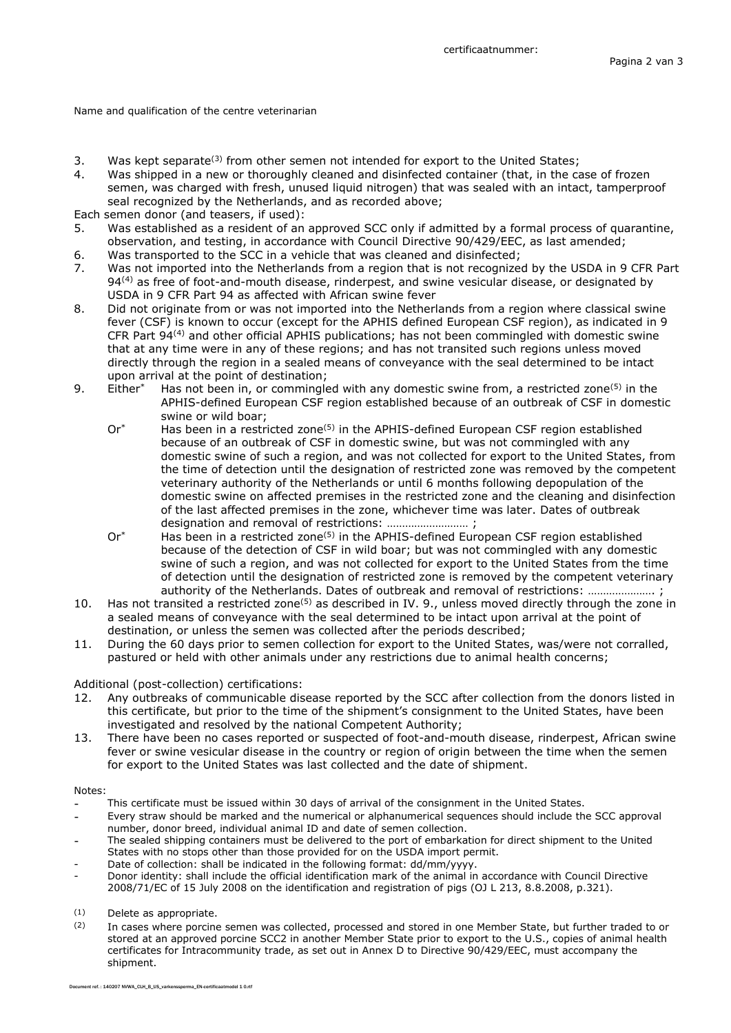Name and qualification of the centre veterinarian

3. Was kept separate[3] from other semen not intended for export to the United States;
4. Was shipped in a new or thoroughly cleaned and disinfected container (that, in the case of frozen semen, was charged with fresh, unused liquid nitrogen) that was sealed with an intact, tamperproof seal recognized by the Netherlands, and as recorded above;

Each semen donor (and teasers, if used):

5. Was established as a resident of an approved SCC only if admitted by a formal process of quarantine, observation, and testing, in accordance with Council Directive 90/429/EEC, as last amended;
6. Was transported to the SCC in a vehicle that was cleaned and disinfected;
7. Was not imported into the Netherlands from a region that is not recognized by the USDA in 9 CFR Part 94[4] as free of foot-and-mouth disease, rinderpest, and swine vesicular disease, or designated by USDA in 9 CFR Part 94 as affected with African swine fever
8. Did not originate from or was not imported into the Netherlands from a region where classical swine fever (CSF) is known to occur (except for the APHIS defined European CSF region), as indicated in 9 CFR Part 94[4] and other official APHIS publications; has not been commingled with domestic swine that at any time were in any of these regions; and has not transited such regions unless moved directly through the region in a sealed means of conveyance with the seal determined to be intact upon arrival at the point of destination;
9. Either* Has not been in, or commingled with any domestic swine from, a restricted zone[5] in the APHIS-defined European CSF region established because of an outbreak of CSF in domestic swine or wild boar;

   Or* Has been in a restricted zone[5] in the APHIS-defined European CSF region established because of an outbreak of CSF in domestic swine, but was not commingled with any domestic swine of such a region, and was not collected for export to the United States, from the time of detection until the designation of restricted zone was removed by the competent veterinary authority of the Netherlands or until 6 months following depopulation of the domestic swine on affected premises in the restricted zone and the cleaning and disinfection of the last affected premises in the zone, whichever time was later. Dates of outbreak designation and removal of restrictions: ……………………… ;

   Or* Has been in a restricted zone[5] in the APHIS-defined European CSF region established because of the detection of CSF in wild boar; but was not commingled with any domestic swine of such a region, and was not collected for export to the United States from the time of detection until the designation of restricted zone is removed by the competent veterinary authority of the Netherlands. Dates of outbreak and removal of restrictions: …………………. ;
10. Has not transited a restricted zone[5] as described in IV. 9., unless moved directly through the zone in a sealed means of conveyance with the seal determined to be intact upon arrival at the point of destination, or unless the semen was collected after the periods described;
11. During the 60 days prior to semen collection for export to the United States, was/were not corralled, pastured or held with other animals under any restrictions due to animal health concerns;

Additional (post-collection) certifications:

12. Any outbreaks of communicable disease reported by the SCC after collection from the donors listed in this certificate, but prior to the time of the shipment's consignment to the United States, have been investigated and resolved by the national Competent Authority;
13. There have been no cases reported or suspected of foot-and-mouth disease, rinderpest, African swine fever or swine vesicular disease in the country or region of origin between the time when the semen for export to the United States was last collected and the date of shipment.

Notes:

- This certificate must be issued within 30 days of arrival of the consignment in the United States.
- Every straw should be marked and the numerical or alphanumerical sequences should include the SCC approval number, donor breed, individual animal ID and date of semen collection.
- The sealed shipping containers must be delivered to the port of embarkation for direct shipment to the United States with no stops other than those provided for on the USDA import permit.
- Date of collection: shall be indicated in the following format: dd/mm/yyyy.
- Donor identity: shall include the official identification mark of the animal in accordance with Council Directive 2008/71/EC of 15 July 2008 on the identification and registration of pigs (OJ L 213, 8.8.2008, p.321).

(1) Delete as appropriate.

(2) In cases where porcine semen was collected, processed and stored in one Member State, but further traded to or stored at an approved porcine SCC2 in another Member State prior to export to the U.S., copies of animal health certificates for Intracommunity trade, as set out in Annex D to Directive 90/429/EEC, must accompany the shipment.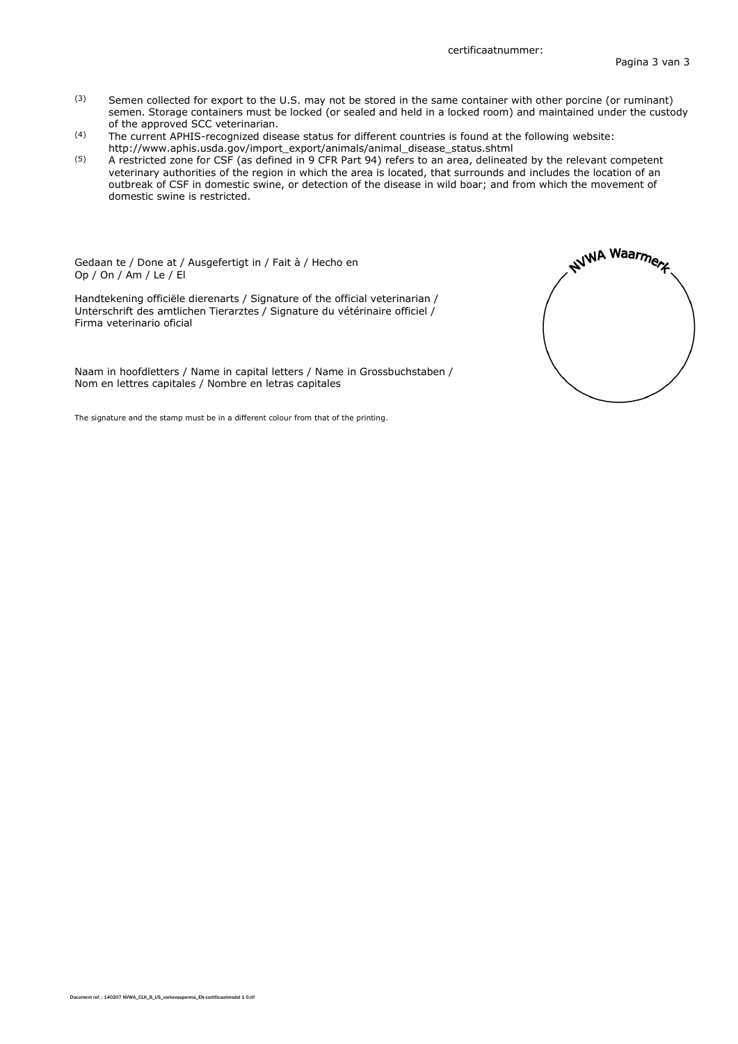certificaatnummer:

(3) Semen collected for export to the U.S. may not be stored in the same container with other porcine (or ruminant) semen. Storage containers must be locked (or sealed and held in a locked room) and maintained under the custody of the approved SCC veterinarian.

(4) The current APHIS-recognized disease status for different countries is found at the following website: http://www.aphis.usda.gov/import_export/animals/animal_disease_status.shtml

(5) A restricted zone for CSF (as defined in 9 CFR Part 94) refers to an area, delineated by the relevant competent veterinary authorities of the region in which the area is located, that surrounds and includes the location of an outbreak of CSF in domestic swine, or detection of the disease in wild boar; and from which the movement of domestic swine is restricted.

Gedaan te / Done at / Ausgefertigt in / Fait à / Hecho en
Op / On / Am / Le / El

NVWA Waarmerk

Handtekening officiële dierenarts / Signature of the official veterinarian / Unterschrift des amtlichen Tierarztes / Signature du vétérinaire officiel / Firma veterinario oficial

Naam in hoofdletters / Name in capital letters / Name in Grossbuchstaben / Nom en lettres capitales / Nombre en letras capitales

The signature and the stamp must be in a different colour from that of the printing.

Document ref.: 140207 NVWA_CLH_B_US_varkenssperma_EN-certificaatmodel 1 0.rtf